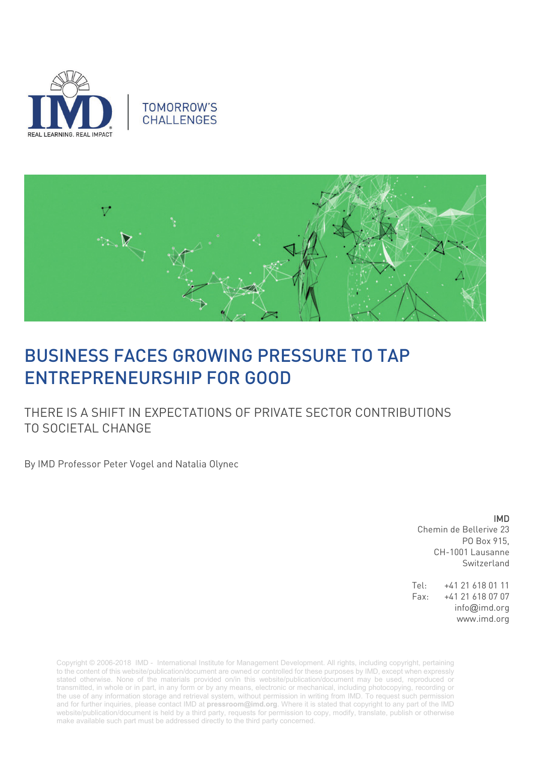TOMORROW'S CHALLENGES

# BUSINESS FACES GROWING PRESSURE TO TAP ENTREPRENEURSHIP FOR GOOD

## THERE IS A SHIFT IN EXPECTATIONS OF PRIVATE SECTOR CONTRIBUTIONS TO SOCIETAL CHANGE

By IMD Professor Peter Vogel and Natalia Olynec

IMD
Chemin de Bellerive 23
PO Box 915,
CH-1001 Lausanne
Switzerland

Tel: +41 21 618 01 11
Fax: +41 21 618 07 07
info@imd.org
www.imd.org

Copyright © 2006-2018 IMD - International Institute for Management Development. All rights, including copyright, pertaining to the content of this website/publication/document are owned or controlled for these purposes by IMD, except when expressly stated otherwise. None of the materials provided on/in this website/publication/document may be used, reproduced or transmitted, in whole or in part, in any form or by any means, electronic or mechanical, including photocopying, recording or the use of any information storage and retrieval system, without permission in writing from IMD. To request such permission and for further inquiries, please contact IMD at **pressroom@imd.org**. Where it is stated that copyright to any part of the IMD website/publication/document is held by a third party, requests for permission to copy, modify, translate, publish or otherwise make available such part must be addressed directly to the third party concerned.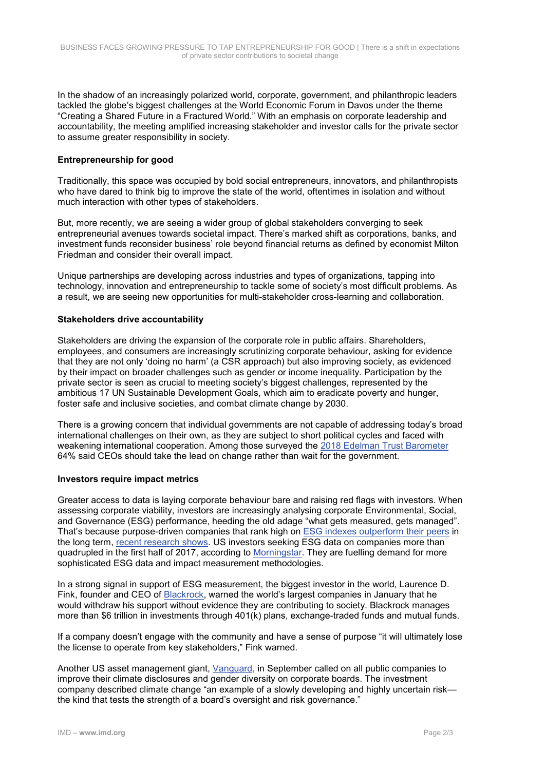In the shadow of an increasingly polarized world, corporate, government, and philanthropic leaders tackled the globe's biggest challenges at the World Economic Forum in Davos under the theme "Creating a Shared Future in a Fractured World." With an emphasis on corporate leadership and accountability, the meeting amplified increasing stakeholder and investor calls for the private sector to assume greater responsibility in society.

**Entrepreneurship for good**

Traditionally, this space was occupied by bold social entrepreneurs, innovators, and philanthropists who have dared to think big to improve the state of the world, oftentimes in isolation and without much interaction with other types of stakeholders.

But, more recently, we are seeing a wider group of global stakeholders converging to seek entrepreneurial avenues towards societal impact. There's marked shift as corporations, banks, and investment funds reconsider business' role beyond financial returns as defined by economist Milton Friedman and consider their overall impact.

Unique partnerships are developing across industries and types of organizations, tapping into technology, innovation and entrepreneurship to tackle some of society's most difficult problems. As a result, we are seeing new opportunities for multi-stakeholder cross-learning and collaboration.

**Stakeholders drive accountability**

Stakeholders are driving the expansion of the corporate role in public affairs. Shareholders, employees, and consumers are increasingly scrutinizing corporate behaviour, asking for evidence that they are not only 'doing no harm' (a CSR approach) but also improving society, as evidenced by their impact on broader challenges such as gender or income inequality. Participation by the private sector is seen as crucial to meeting society's biggest challenges, represented by the ambitious 17 UN Sustainable Development Goals, which aim to eradicate poverty and hunger, foster safe and inclusive societies, and combat climate change by 2030.

There is a growing concern that individual governments are not capable of addressing today's broad international challenges on their own, as they are subject to short political cycles and faced with weakening international cooperation. Among those surveyed the 2018 Edelman Trust Barometer 64% said CEOs should take the lead on change rather than wait for the government.

**Investors require impact metrics**

Greater access to data is laying corporate behaviour bare and raising red flags with investors. When assessing corporate viability, investors are increasingly analysing corporate Environmental, Social, and Governance (ESG) performance, heeding the old adage "what gets measured, gets managed". That's because purpose-driven companies that rank high on ESG indexes outperform their peers in the long term, recent research shows. US investors seeking ESG data on companies more than quadrupled in the first half of 2017, according to Morningstar. They are fuelling demand for more sophisticated ESG data and impact measurement methodologies.

In a strong signal in support of ESG measurement, the biggest investor in the world, Laurence D. Fink, founder and CEO of Blackrock, warned the world's largest companies in January that he would withdraw his support without evidence they are contributing to society. Blackrock manages more than $6 trillion in investments through 401(k) plans, exchange-traded funds and mutual funds.

If a company doesn't engage with the community and have a sense of purpose "it will ultimately lose the license to operate from key stakeholders," Fink warned.

Another US asset management giant, Vanguard, in September called on all public companies to improve their climate disclosures and gender diversity on corporate boards. The investment company described climate change "an example of a slowly developing and highly uncertain risk—the kind that tests the strength of a board's oversight and risk governance."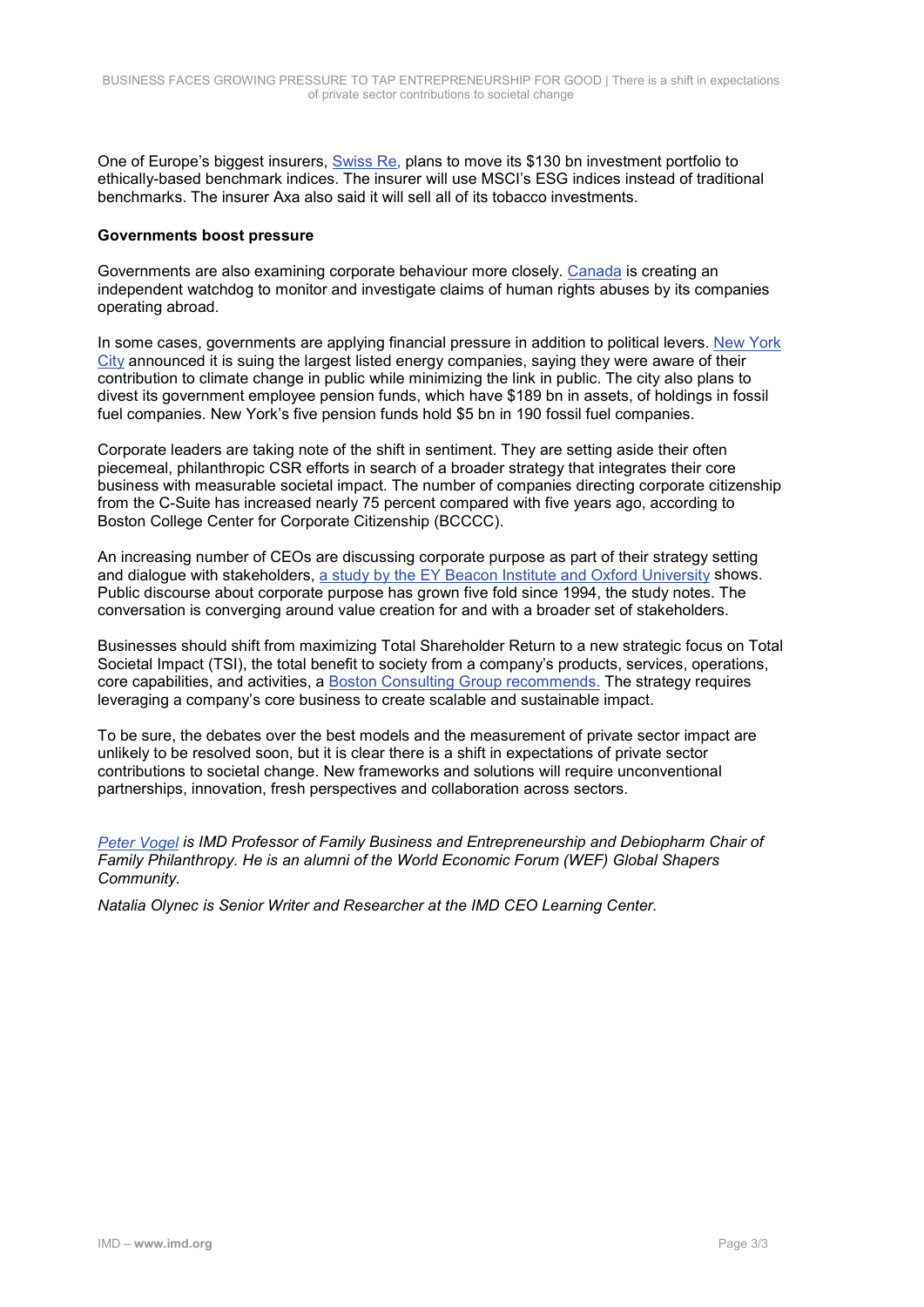One of Europe's biggest insurers, Swiss Re, plans to move its $130 bn investment portfolio to ethically-based benchmark indices. The insurer will use MSCI's ESG indices instead of traditional benchmarks. The insurer Axa also said it will sell all of its tobacco investments.

**Governments boost pressure**

Governments are also examining corporate behaviour more closely. Canada is creating an independent watchdog to monitor and investigate claims of human rights abuses by its companies operating abroad.

In some cases, governments are applying financial pressure in addition to political levers. New York City announced it is suing the largest listed energy companies, saying they were aware of their contribution to climate change in public while minimizing the link in public. The city also plans to divest its government employee pension funds, which have $189 bn in assets, of holdings in fossil fuel companies. New York's five pension funds hold $5 bn in 190 fossil fuel companies.

Corporate leaders are taking note of the shift in sentiment. They are setting aside their often piecemeal, philanthropic CSR efforts in search of a broader strategy that integrates their core business with measurable societal impact. The number of companies directing corporate citizenship from the C-Suite has increased nearly 75 percent compared with five years ago, according to Boston College Center for Corporate Citizenship (BCCCC).

An increasing number of CEOs are discussing corporate purpose as part of their strategy setting and dialogue with stakeholders, a study by the EY Beacon Institute and Oxford University shows. Public discourse about corporate purpose has grown five fold since 1994, the study notes. The conversation is converging around value creation for and with a broader set of stakeholders.

Businesses should shift from maximizing Total Shareholder Return to a new strategic focus on Total Societal Impact (TSI), the total benefit to society from a company's products, services, operations, core capabilities, and activities, a Boston Consulting Group recommends. The strategy requires leveraging a company's core business to create scalable and sustainable impact.

To be sure, the debates over the best models and the measurement of private sector impact are unlikely to be resolved soon, but it is clear there is a shift in expectations of private sector contributions to societal change. New frameworks and solutions will require unconventional partnerships, innovation, fresh perspectives and collaboration across sectors.

*Peter Vogel is IMD Professor of Family Business and Entrepreneurship and Debiopharm Chair of Family Philanthropy. He is an alumni of the World Economic Forum (WEF) Global Shapers Community.*

*Natalia Olynec is Senior Writer and Researcher at the IMD CEO Learning Center.*